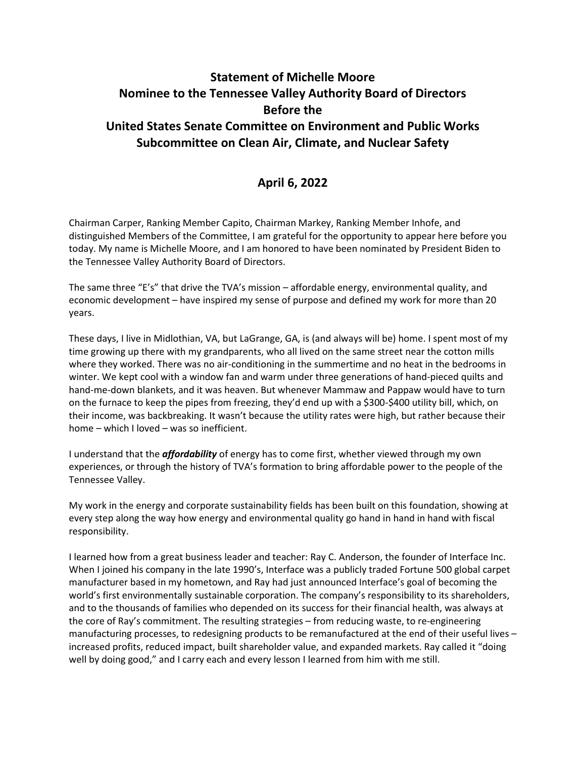# Statement of Michelle Moore
# Nominee to the Tennessee Valley Authority Board of Directors
# Before the
# United States Senate Committee on Environment and Public Works
# Subcommittee on Clean Air, Climate, and Nuclear Safety

## April 6, 2022

Chairman Carper, Ranking Member Capito, Chairman Markey, Ranking Member Inhofe, and distinguished Members of the Committee, I am grateful for the opportunity to appear here before you today. My name is Michelle Moore, and I am honored to have been nominated by President Biden to the Tennessee Valley Authority Board of Directors.

The same three "E's" that drive the TVA's mission – affordable energy, environmental quality, and economic development – have inspired my sense of purpose and defined my work for more than 20 years.

These days, I live in Midlothian, VA, but LaGrange, GA, is (and always will be) home. I spent most of my time growing up there with my grandparents, who all lived on the same street near the cotton mills where they worked. There was no air-conditioning in the summertime and no heat in the bedrooms in winter. We kept cool with a window fan and warm under three generations of hand-pieced quilts and hand-me-down blankets, and it was heaven. But whenever Mammaw and Pappaw would have to turn on the furnace to keep the pipes from freezing, they'd end up with a $300-$400 utility bill, which, on their income, was backbreaking. It wasn't because the utility rates were high, but rather because their home – which I loved – was so inefficient.

I understand that the ***affordability*** of energy has to come first, whether viewed through my own experiences, or through the history of TVA's formation to bring affordable power to the people of the Tennessee Valley.

My work in the energy and corporate sustainability fields has been built on this foundation, showing at every step along the way how energy and environmental quality go hand in hand in hand with fiscal responsibility.

I learned how from a great business leader and teacher: Ray C. Anderson, the founder of Interface Inc. When I joined his company in the late 1990's, Interface was a publicly traded Fortune 500 global carpet manufacturer based in my hometown, and Ray had just announced Interface's goal of becoming the world's first environmentally sustainable corporation. The company's responsibility to its shareholders, and to the thousands of families who depended on its success for their financial health, was always at the core of Ray's commitment. The resulting strategies – from reducing waste, to re-engineering manufacturing processes, to redesigning products to be remanufactured at the end of their useful lives – increased profits, reduced impact, built shareholder value, and expanded markets. Ray called it "doing well by doing good," and I carry each and every lesson I learned from him with me still.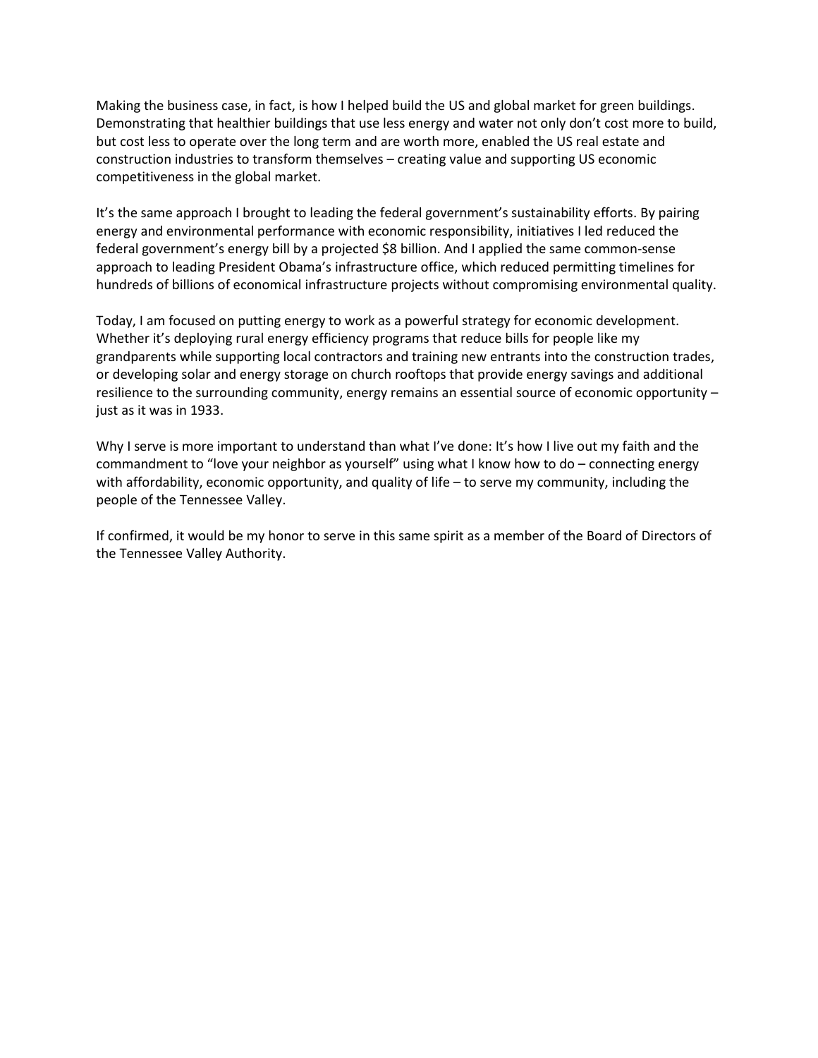Making the business case, in fact, is how I helped build the US and global market for green buildings. Demonstrating that healthier buildings that use less energy and water not only don't cost more to build, but cost less to operate over the long term and are worth more, enabled the US real estate and construction industries to transform themselves – creating value and supporting US economic competitiveness in the global market.

It's the same approach I brought to leading the federal government's sustainability efforts. By pairing energy and environmental performance with economic responsibility, initiatives I led reduced the federal government's energy bill by a projected $8 billion. And I applied the same common-sense approach to leading President Obama's infrastructure office, which reduced permitting timelines for hundreds of billions of economical infrastructure projects without compromising environmental quality.

Today, I am focused on putting energy to work as a powerful strategy for economic development. Whether it's deploying rural energy efficiency programs that reduce bills for people like my grandparents while supporting local contractors and training new entrants into the construction trades, or developing solar and energy storage on church rooftops that provide energy savings and additional resilience to the surrounding community, energy remains an essential source of economic opportunity – just as it was in 1933.

Why I serve is more important to understand than what I've done: It's how I live out my faith and the commandment to "love your neighbor as yourself" using what I know how to do – connecting energy with affordability, economic opportunity, and quality of life – to serve my community, including the people of the Tennessee Valley.

If confirmed, it would be my honor to serve in this same spirit as a member of the Board of Directors of the Tennessee Valley Authority.